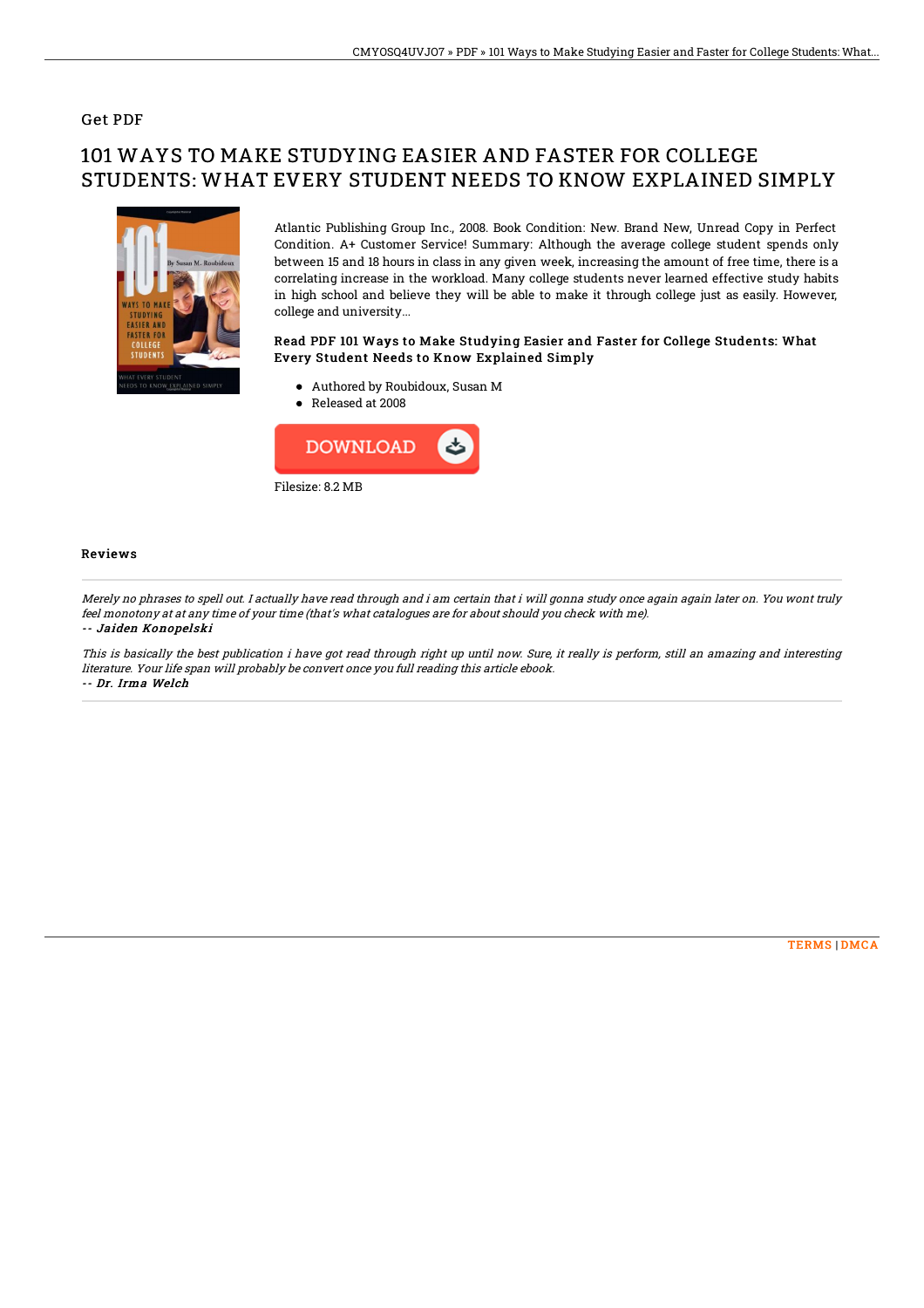Get PDF

# 101 WAYS TO MAKE STUDYING EASIER AND FASTER FOR COLLEGE STUDENTS: WHAT EVERY STUDENT NEEDS TO KNOW EXPLAINED SIMPLY

Atlantic Publishing Group Inc., 2008. Book Condition: New. Brand New, Unread Copy in Perfect Condition. A+ Customer Service! Summary: Although the average college student spends only between 15 and 18 hours in class in any given week, increasing the amount of free time, there is a correlating increase in the workload. Many college students never learned effective study habits in high school and believe they will be able to make it through college just as easily. However, college and university...

### Read PDF 101 Ways to Make Studying Easier and Faster for College Students: What Every Student Needs to Know Explained Simply

- Authored by Roubidoux, Susan M
- Released at 2008

DOWNLOAD

Filesize: 8.2 MB

## Reviews

*Merely no phrases to spell out. I actually have read through and i am certain that i will gonna study once again again later on. You wont truly feel monotony at at any time of your time (that's what catalogues are for about should you check with me).*

*-- Jaiden Konopelski*

*This is basically the best publication i have got read through right up until now. Sure, it really is perform, still an amazing and interesting literature. Your life span will probably be convert once you full reading this article ebook.*

*-- Dr. Irma Welch*

TERMS | DMCA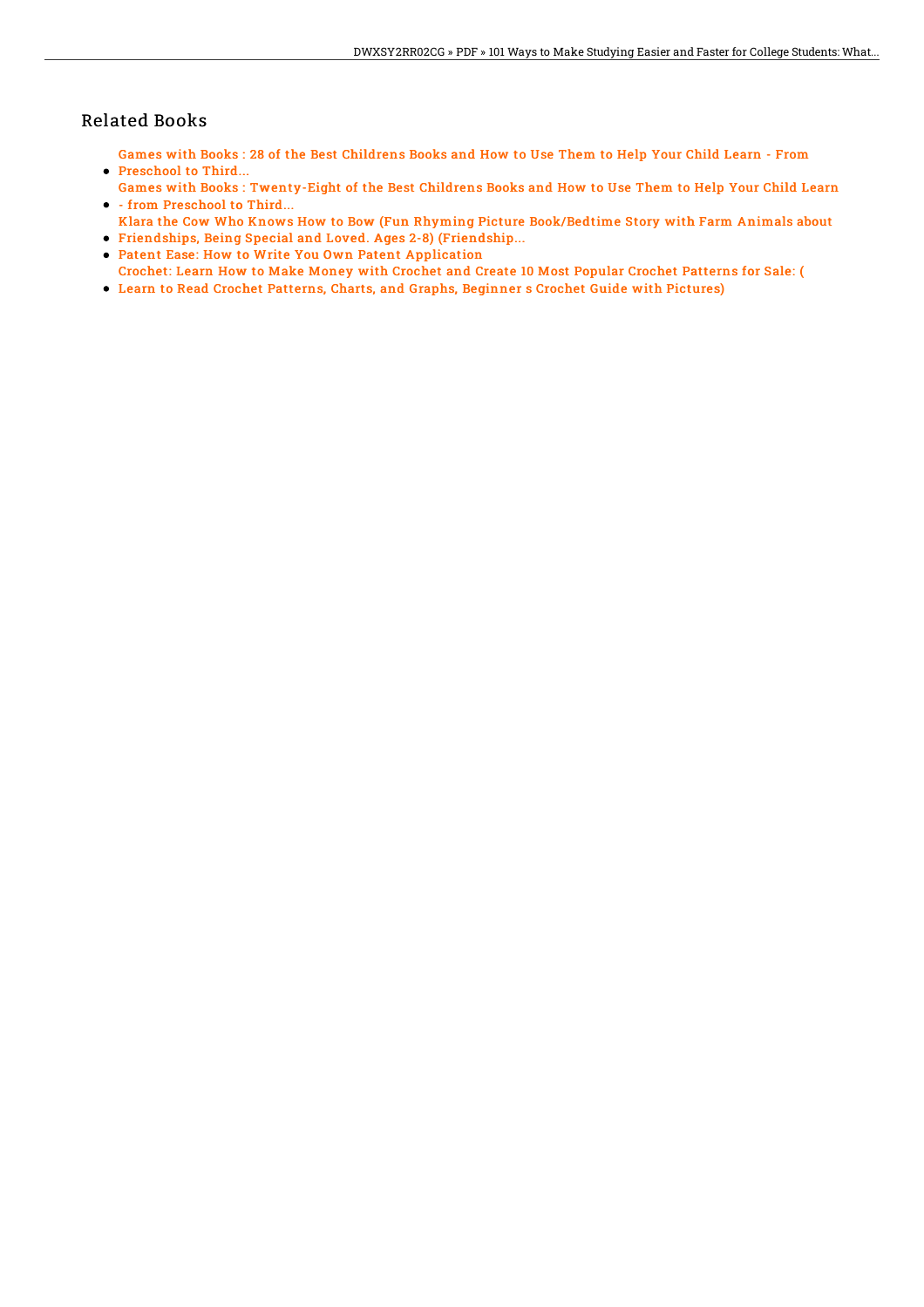## Related Books

- Games with Books : 28 of the Best Childrens Books and How to Use Them to Help Your Child Learn - From Preschool to Third...
- Games with Books : Twenty-Eight of the Best Childrens Books and How to Use Them to Help Your Child Learn - from Preschool to Third...
- Klara the Cow Who Knows How to Bow (Fun Rhyming Picture Book/Bedtime Story with Farm Animals about Friendships, Being Special and Loved. Ages 2-8) (Friendship...
- Patent Ease: How to Write You Own Patent Application
- Crochet: Learn How to Make Money with Crochet and Create 10 Most Popular Crochet Patterns for Sale: ( Learn to Read Crochet Patterns, Charts, and Graphs, Beginner s Crochet Guide with Pictures)